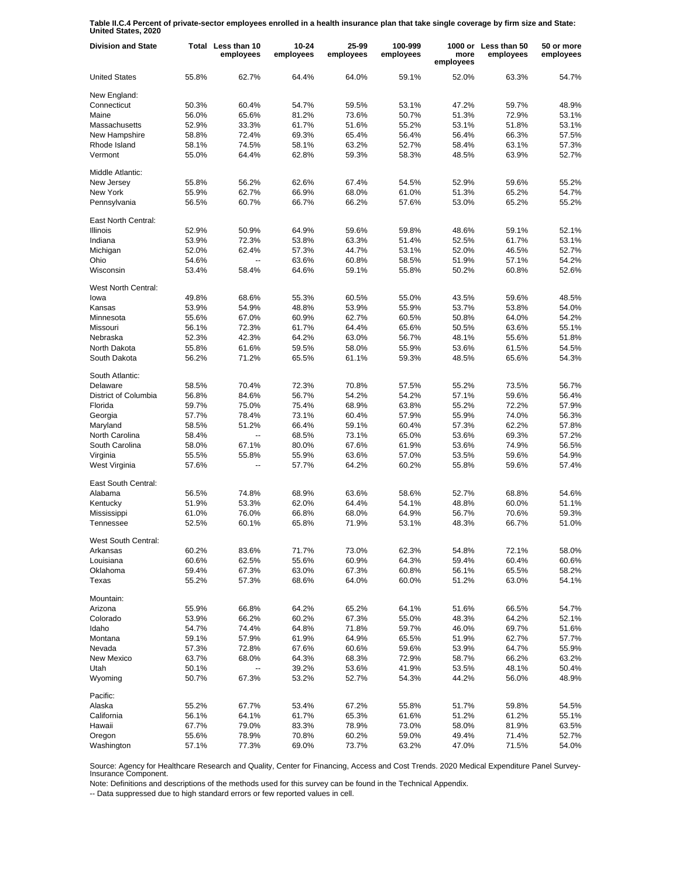**Table II.C.4 Percent of private-sector employees enrolled in a health insurance plan that take single coverage by firm size and State: United States, 2020**

| Division and State | Total | Less than 10 employees | 10-24 employees | 25-99 employees | 100-999 employees | 1000 or more employees | Less than 50 employees | 50 or more employees |
|---|---|---|---|---|---|---|---|---|
| United States | 55.8% | 62.7% | 64.4% | 64.0% | 59.1% | 52.0% | 63.3% | 54.7% |
| New England: | | | | | | | | |
| Connecticut | 50.3% | 60.4% | 54.7% | 59.5% | 53.1% | 47.2% | 59.7% | 48.9% |
| Maine | 56.0% | 65.6% | 81.2% | 73.6% | 50.7% | 51.3% | 72.9% | 53.1% |
| Massachusetts | 52.9% | 33.3% | 61.7% | 51.6% | 55.2% | 53.1% | 51.8% | 53.1% |
| New Hampshire | 58.8% | 72.4% | 69.3% | 65.4% | 56.4% | 56.4% | 66.3% | 57.5% |
| Rhode Island | 58.1% | 74.5% | 58.1% | 63.2% | 52.7% | 58.4% | 63.1% | 57.3% |
| Vermont | 55.0% | 64.4% | 62.8% | 59.3% | 58.3% | 48.5% | 63.9% | 52.7% |
| Middle Atlantic: | | | | | | | | |
| New Jersey | 55.8% | 56.2% | 62.6% | 67.4% | 54.5% | 52.9% | 59.6% | 55.2% |
| New York | 55.9% | 62.7% | 66.9% | 68.0% | 61.0% | 51.3% | 65.2% | 54.7% |
| Pennsylvania | 56.5% | 60.7% | 66.7% | 66.2% | 57.6% | 53.0% | 65.2% | 55.2% |
| East North Central: | | | | | | | | |
| Illinois | 52.9% | 50.9% | 64.9% | 59.6% | 59.8% | 48.6% | 59.1% | 52.1% |
| Indiana | 53.9% | 72.3% | 53.8% | 63.3% | 51.4% | 52.5% | 61.7% | 53.1% |
| Michigan | 52.0% | 62.4% | 57.3% | 44.7% | 53.1% | 52.0% | 46.5% | 52.7% |
| Ohio | 54.6% | -- | 63.6% | 60.8% | 58.5% | 51.9% | 57.1% | 54.2% |
| Wisconsin | 53.4% | 58.4% | 64.6% | 59.1% | 55.8% | 50.2% | 60.8% | 52.6% |
| West North Central: | | | | | | | | |
| Iowa | 49.8% | 68.6% | 55.3% | 60.5% | 55.0% | 43.5% | 59.6% | 48.5% |
| Kansas | 53.9% | 54.9% | 48.8% | 53.9% | 55.9% | 53.7% | 53.8% | 54.0% |
| Minnesota | 55.6% | 67.0% | 60.9% | 62.7% | 60.5% | 50.8% | 64.0% | 54.2% |
| Missouri | 56.1% | 72.3% | 61.7% | 64.4% | 65.6% | 50.5% | 63.6% | 55.1% |
| Nebraska | 52.3% | 42.3% | 64.2% | 63.0% | 56.7% | 48.1% | 55.6% | 51.8% |
| North Dakota | 55.8% | 61.6% | 59.5% | 58.0% | 55.9% | 53.6% | 61.5% | 54.5% |
| South Dakota | 56.2% | 71.2% | 65.5% | 61.1% | 59.3% | 48.5% | 65.6% | 54.3% |
| South Atlantic: | | | | | | | | |
| Delaware | 58.5% | 70.4% | 72.3% | 70.8% | 57.5% | 55.2% | 73.5% | 56.7% |
| District of Columbia | 56.8% | 84.6% | 56.7% | 54.2% | 54.2% | 57.1% | 59.6% | 56.4% |
| Florida | 59.7% | 75.0% | 75.4% | 68.9% | 63.8% | 55.2% | 72.2% | 57.9% |
| Georgia | 57.7% | 78.4% | 73.1% | 60.4% | 57.9% | 55.9% | 74.0% | 56.3% |
| Maryland | 58.5% | 51.2% | 66.4% | 59.1% | 60.4% | 57.3% | 62.2% | 57.8% |
| North Carolina | 58.4% | -- | 68.5% | 73.1% | 65.0% | 53.6% | 69.3% | 57.2% |
| South Carolina | 58.0% | 67.1% | 80.0% | 67.6% | 61.9% | 53.6% | 74.9% | 56.5% |
| Virginia | 55.5% | 55.8% | 55.9% | 63.6% | 57.0% | 53.5% | 59.6% | 54.9% |
| West Virginia | 57.6% | -- | 57.7% | 64.2% | 60.2% | 55.8% | 59.6% | 57.4% |
| East South Central: | | | | | | | | |
| Alabama | 56.5% | 74.8% | 68.9% | 63.6% | 58.6% | 52.7% | 68.8% | 54.6% |
| Kentucky | 51.9% | 53.3% | 62.0% | 64.4% | 54.1% | 48.8% | 60.0% | 51.1% |
| Mississippi | 61.0% | 76.0% | 66.8% | 68.0% | 64.9% | 56.7% | 70.6% | 59.3% |
| Tennessee | 52.5% | 60.1% | 65.8% | 71.9% | 53.1% | 48.3% | 66.7% | 51.0% |
| West South Central: | | | | | | | | |
| Arkansas | 60.2% | 83.6% | 71.7% | 73.0% | 62.3% | 54.8% | 72.1% | 58.0% |
| Louisiana | 60.6% | 62.5% | 55.6% | 60.9% | 64.3% | 59.4% | 60.4% | 60.6% |
| Oklahoma | 59.4% | 67.3% | 63.0% | 67.3% | 60.8% | 56.1% | 65.5% | 58.2% |
| Texas | 55.2% | 57.3% | 68.6% | 64.0% | 60.0% | 51.2% | 63.0% | 54.1% |
| Mountain: | | | | | | | | |
| Arizona | 55.9% | 66.8% | 64.2% | 65.2% | 64.1% | 51.6% | 66.5% | 54.7% |
| Colorado | 53.9% | 66.2% | 60.2% | 67.3% | 55.0% | 48.3% | 64.2% | 52.1% |
| Idaho | 54.7% | 74.4% | 64.8% | 71.8% | 59.7% | 46.0% | 69.7% | 51.6% |
| Montana | 59.1% | 57.9% | 61.9% | 64.9% | 65.5% | 51.9% | 62.7% | 57.7% |
| Nevada | 57.3% | 72.8% | 67.6% | 60.6% | 59.6% | 53.9% | 64.7% | 55.9% |
| New Mexico | 63.7% | 68.0% | 64.3% | 68.3% | 72.9% | 58.7% | 66.2% | 63.2% |
| Utah | 50.1% | -- | 39.2% | 53.6% | 41.9% | 53.5% | 48.1% | 50.4% |
| Wyoming | 50.7% | 67.3% | 53.2% | 52.7% | 54.3% | 44.2% | 56.0% | 48.9% |
| Pacific: | | | | | | | | |
| Alaska | 55.2% | 67.7% | 53.4% | 67.2% | 55.8% | 51.7% | 59.8% | 54.5% |
| California | 56.1% | 64.1% | 61.7% | 65.3% | 61.6% | 51.2% | 61.2% | 55.1% |
| Hawaii | 67.7% | 79.0% | 83.3% | 78.9% | 73.0% | 58.0% | 81.9% | 63.5% |
| Oregon | 55.6% | 78.9% | 70.8% | 60.2% | 59.0% | 49.4% | 71.4% | 52.7% |
| Washington | 57.1% | 77.3% | 69.0% | 73.7% | 63.2% | 47.0% | 71.5% | 54.0% |

Source: Agency for Healthcare Research and Quality, Center for Financing, Access and Cost Trends. 2020 Medical Expenditure Panel Survey-Insurance Component.

Note: Definitions and descriptions of the methods used for this survey can be found in the Technical Appendix.

-- Data suppressed due to high standard errors or few reported values in cell.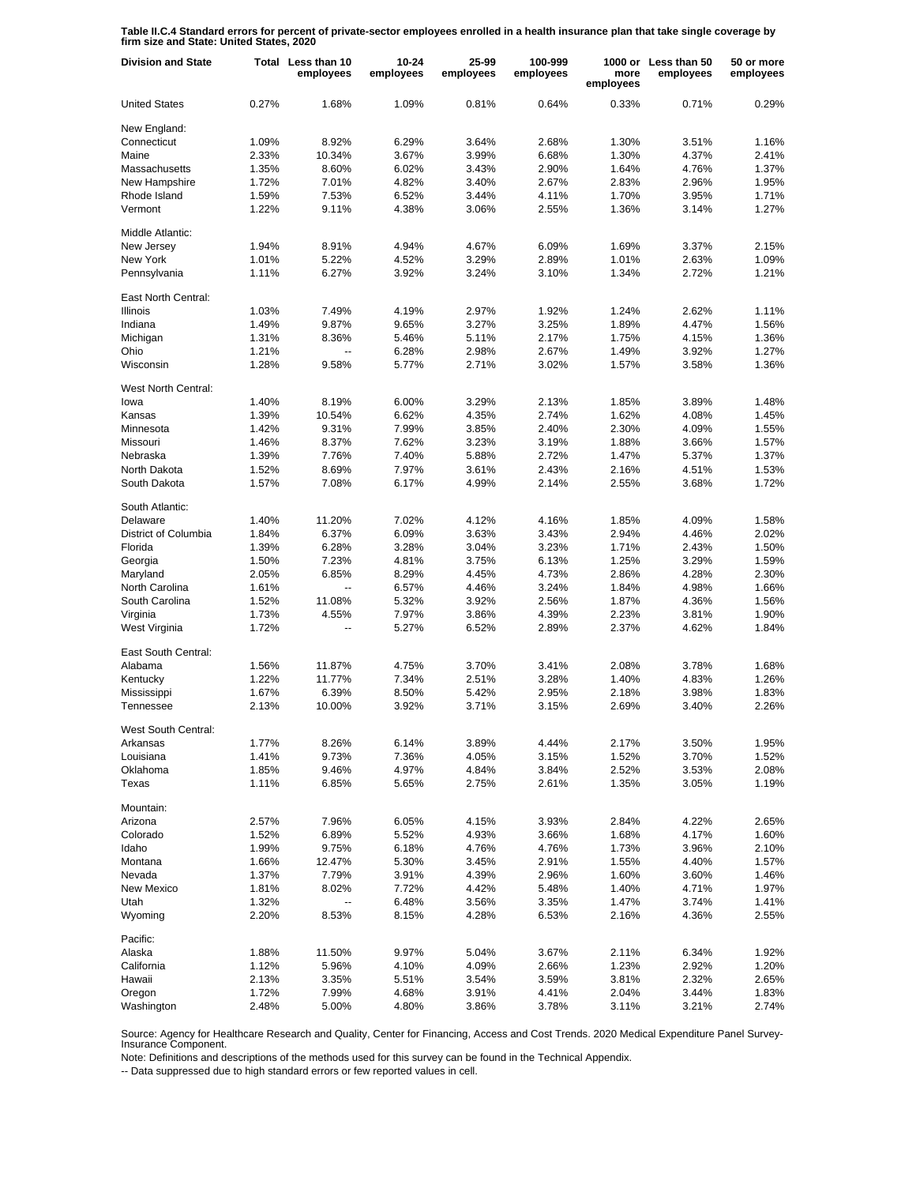**Table II.C.4 Standard errors for percent of private-sector employees enrolled in a health insurance plan that take single coverage by firm size and State: United States, 2020**

| Division and State | Total | Less than 10 employees | 10-24 employees | 25-99 employees | 100-999 employees | 1000 or more employees | Less than 50 employees | 50 or more employees |
|---|---|---|---|---|---|---|---|---|
| United States | 0.27% | 1.68% | 1.09% | 0.81% | 0.64% | 0.33% | 0.71% | 0.29% |
| New England: | | | | | | | | |
| Connecticut | 1.09% | 8.92% | 6.29% | 3.64% | 2.68% | 1.30% | 3.51% | 1.16% |
| Maine | 2.33% | 10.34% | 3.67% | 3.99% | 6.68% | 1.30% | 4.37% | 2.41% |
| Massachusetts | 1.35% | 8.60% | 6.02% | 3.43% | 2.90% | 1.64% | 4.76% | 1.37% |
| New Hampshire | 1.72% | 7.01% | 4.82% | 3.40% | 2.67% | 2.83% | 2.96% | 1.95% |
| Rhode Island | 1.59% | 7.53% | 6.52% | 3.44% | 4.11% | 1.70% | 3.95% | 1.71% |
| Vermont | 1.22% | 9.11% | 4.38% | 3.06% | 2.55% | 1.36% | 3.14% | 1.27% |
| Middle Atlantic: | | | | | | | | |
| New Jersey | 1.94% | 8.91% | 4.94% | 4.67% | 6.09% | 1.69% | 3.37% | 2.15% |
| New York | 1.01% | 5.22% | 4.52% | 3.29% | 2.89% | 1.01% | 2.63% | 1.09% |
| Pennsylvania | 1.11% | 6.27% | 3.92% | 3.24% | 3.10% | 1.34% | 2.72% | 1.21% |
| East North Central: | | | | | | | | |
| Illinois | 1.03% | 7.49% | 4.19% | 2.97% | 1.92% | 1.24% | 2.62% | 1.11% |
| Indiana | 1.49% | 9.87% | 9.65% | 3.27% | 3.25% | 1.89% | 4.47% | 1.56% |
| Michigan | 1.31% | 8.36% | 5.46% | 5.11% | 2.17% | 1.75% | 4.15% | 1.36% |
| Ohio | 1.21% | -- | 6.28% | 2.98% | 2.67% | 1.49% | 3.92% | 1.27% |
| Wisconsin | 1.28% | 9.58% | 5.77% | 2.71% | 3.02% | 1.57% | 3.58% | 1.36% |
| West North Central: | | | | | | | | |
| Iowa | 1.40% | 8.19% | 6.00% | 3.29% | 2.13% | 1.85% | 3.89% | 1.48% |
| Kansas | 1.39% | 10.54% | 6.62% | 4.35% | 2.74% | 1.62% | 4.08% | 1.45% |
| Minnesota | 1.42% | 9.31% | 7.99% | 3.85% | 2.40% | 2.30% | 4.09% | 1.55% |
| Missouri | 1.46% | 8.37% | 7.62% | 3.23% | 3.19% | 1.88% | 3.66% | 1.57% |
| Nebraska | 1.39% | 7.76% | 7.40% | 5.88% | 2.72% | 1.47% | 5.37% | 1.37% |
| North Dakota | 1.52% | 8.69% | 7.97% | 3.61% | 2.43% | 2.16% | 4.51% | 1.53% |
| South Dakota | 1.57% | 7.08% | 6.17% | 4.99% | 2.14% | 2.55% | 3.68% | 1.72% |
| South Atlantic: | | | | | | | | |
| Delaware | 1.40% | 11.20% | 7.02% | 4.12% | 4.16% | 1.85% | 4.09% | 1.58% |
| District of Columbia | 1.84% | 6.37% | 6.09% | 3.63% | 3.43% | 2.94% | 4.46% | 2.02% |
| Florida | 1.39% | 6.28% | 3.28% | 3.04% | 3.23% | 1.71% | 2.43% | 1.50% |
| Georgia | 1.50% | 7.23% | 4.81% | 3.75% | 6.13% | 1.25% | 3.29% | 1.59% |
| Maryland | 2.05% | 6.85% | 8.29% | 4.45% | 4.73% | 2.86% | 4.28% | 2.30% |
| North Carolina | 1.61% | -- | 6.57% | 4.46% | 3.24% | 1.84% | 4.98% | 1.66% |
| South Carolina | 1.52% | 11.08% | 5.32% | 3.92% | 2.56% | 1.87% | 4.36% | 1.56% |
| Virginia | 1.73% | 4.55% | 7.97% | 3.86% | 4.39% | 2.23% | 3.81% | 1.90% |
| West Virginia | 1.72% | -- | 5.27% | 6.52% | 2.89% | 2.37% | 4.62% | 1.84% |
| East South Central: | | | | | | | | |
| Alabama | 1.56% | 11.87% | 4.75% | 3.70% | 3.41% | 2.08% | 3.78% | 1.68% |
| Kentucky | 1.22% | 11.77% | 7.34% | 2.51% | 3.28% | 1.40% | 4.83% | 1.26% |
| Mississippi | 1.67% | 6.39% | 8.50% | 5.42% | 2.95% | 2.18% | 3.98% | 1.83% |
| Tennessee | 2.13% | 10.00% | 3.92% | 3.71% | 3.15% | 2.69% | 3.40% | 2.26% |
| West South Central: | | | | | | | | |
| Arkansas | 1.77% | 8.26% | 6.14% | 3.89% | 4.44% | 2.17% | 3.50% | 1.95% |
| Louisiana | 1.41% | 9.73% | 7.36% | 4.05% | 3.15% | 1.52% | 3.70% | 1.52% |
| Oklahoma | 1.85% | 9.46% | 4.97% | 4.84% | 3.84% | 2.52% | 3.53% | 2.08% |
| Texas | 1.11% | 6.85% | 5.65% | 2.75% | 2.61% | 1.35% | 3.05% | 1.19% |
| Mountain: | | | | | | | | |
| Arizona | 2.57% | 7.96% | 6.05% | 4.15% | 3.93% | 2.84% | 4.22% | 2.65% |
| Colorado | 1.52% | 6.89% | 5.52% | 4.93% | 3.66% | 1.68% | 4.17% | 1.60% |
| Idaho | 1.99% | 9.75% | 6.18% | 4.76% | 4.76% | 1.73% | 3.96% | 2.10% |
| Montana | 1.66% | 12.47% | 5.30% | 3.45% | 2.91% | 1.55% | 4.40% | 1.57% |
| Nevada | 1.37% | 7.79% | 3.91% | 4.39% | 2.96% | 1.60% | 3.60% | 1.46% |
| New Mexico | 1.81% | 8.02% | 7.72% | 4.42% | 5.48% | 1.40% | 4.71% | 1.97% |
| Utah | 1.32% | -- | 6.48% | 3.56% | 3.35% | 1.47% | 3.74% | 1.41% |
| Wyoming | 2.20% | 8.53% | 8.15% | 4.28% | 6.53% | 2.16% | 4.36% | 2.55% |
| Pacific: | | | | | | | | |
| Alaska | 1.88% | 11.50% | 9.97% | 5.04% | 3.67% | 2.11% | 6.34% | 1.92% |
| California | 1.12% | 5.96% | 4.10% | 4.09% | 2.66% | 1.23% | 2.92% | 1.20% |
| Hawaii | 2.13% | 3.35% | 5.51% | 3.54% | 3.59% | 3.81% | 2.32% | 2.65% |
| Oregon | 1.72% | 7.99% | 4.68% | 3.91% | 4.41% | 2.04% | 3.44% | 1.83% |
| Washington | 2.48% | 5.00% | 4.80% | 3.86% | 3.78% | 3.11% | 3.21% | 2.74% |

Source: Agency for Healthcare Research and Quality, Center for Financing, Access and Cost Trends. 2020 Medical Expenditure Panel Survey-Insurance Component.

Note: Definitions and descriptions of the methods used for this survey can be found in the Technical Appendix.

-- Data suppressed due to high standard errors or few reported values in cell.